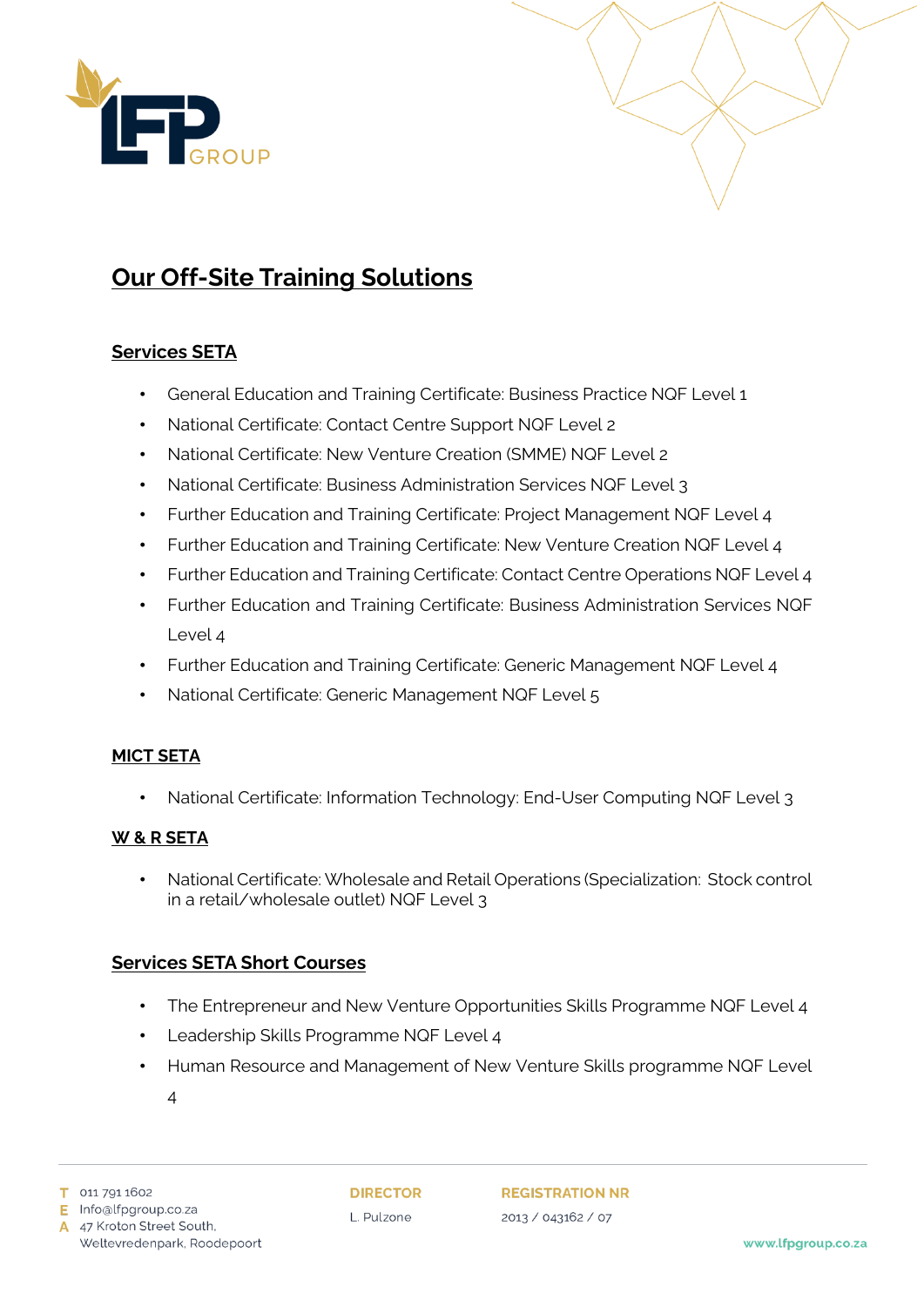# Our Off-Site Training Solutions

## Services SETA

- General Education and Training Certificate: Business Practice NQF Level 1
- National Certificate: Contact Centre Support NQF Level 2
- National Certificate: New Venture Creation (SMME) NQF Level 2
- National Certificate: Business Administration Services NQF Level 3
- Further Education and Training Certificate: Project Management NQF Level 4
- Further Education and Training Certificate: New Venture Creation NQF Level 4
- Further Education and Training Certificate: Contact Centre Operations NQF Level 4
- Further Education and Training Certificate: Business Administration Services NQF Level 4
- Further Education and Training Certificate: Generic Management NQF Level 4
- National Certificate: Generic Management NQF Level 5

## MICT SETA

- National Certificate: Information Technology: End-User Computing NQF Level 3

## W & R SETA

- National Certificate: Wholesale and Retail Operations (Specialization: Stock control in a retail/wholesale outlet) NQF Level 3

## Services SETA Short Courses

- The Entrepreneur and New Venture Opportunities Skills Programme NQF Level 4
- Leadership Skills Programme NQF Level 4
- Human Resource and Management of New Venture Skills programme NQF Level 4

T 011 791 1602
E Info@lfpgroup.co.za
A 47 Kroton Street South, Weltevredenpark, Roodepoort

**DIRECTOR**
L. Pulzone

**REGISTRATION NR**
2013 / 043162 / 07

www.lfpgroup.co.za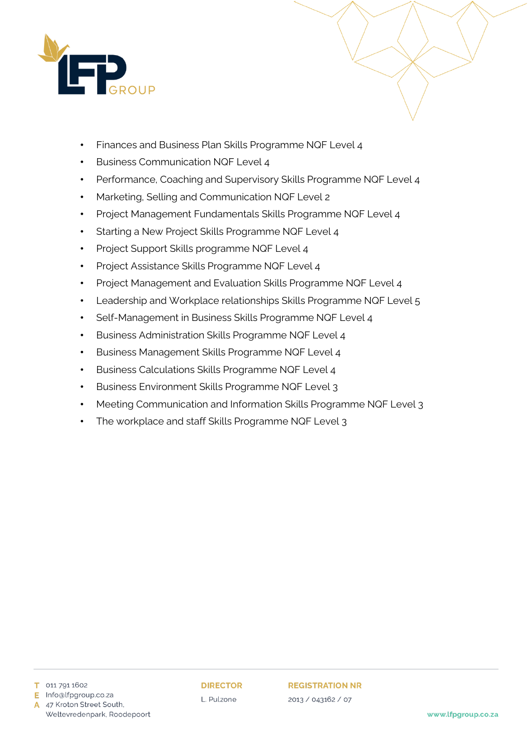- Finances and Business Plan Skills Programme NQF Level 4
- Business Communication NQF Level 4
- Performance, Coaching and Supervisory Skills Programme NQF Level 4
- Marketing, Selling and Communication NQF Level 2
- Project Management Fundamentals Skills Programme NQF Level 4
- Starting a New Project Skills Programme NQF Level 4
- Project Support Skills programme NQF Level 4
- Project Assistance Skills Programme NQF Level 4
- Project Management and Evaluation Skills Programme NQF Level 4
- Leadership and Workplace relationships Skills Programme NQF Level 5
- Self-Management in Business Skills Programme NQF Level 4
- Business Administration Skills Programme NQF Level 4
- Business Management Skills Programme NQF Level 4
- Business Calculations Skills Programme NQF Level 4
- Business Environment Skills Programme NQF Level 3
- Meeting Communication and Information Skills Programme NQF Level 3
- The workplace and staff Skills Programme NQF Level 3